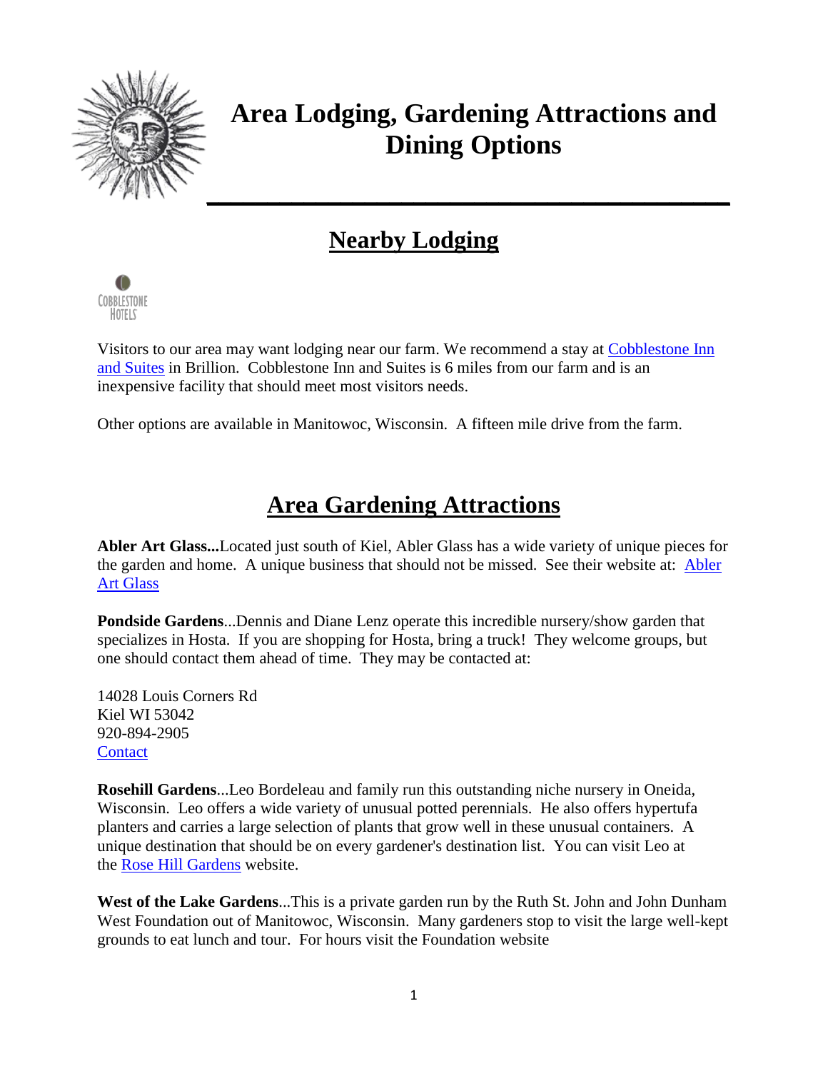# Area Lodging, Gardening Attractions and Dining Options

## Nearby Lodging

Visitors to our area may want lodging near our farm. We recommend a stay at Cobblestone Inn and Suites in Brillion. Cobblestone Inn and Suites is 6 miles from our farm and is an inexpensive facility that should meet most visitors needs.

Other options are available in Manitowoc, Wisconsin. A fifteen mile drive from the farm.

## Area Gardening Attractions

**Abler Art Glass...**Located just south of Kiel, Abler Glass has a wide variety of unique pieces for the garden and home. A unique business that should not be missed. See their website at: Abler Art Glass

**Pondside Gardens**...Dennis and Diane Lenz operate this incredible nursery/show garden that specializes in Hosta. If you are shopping for Hosta, bring a truck! They welcome groups, but one should contact them ahead of time. They may be contacted at:

14028 Louis Corners Rd
Kiel WI 53042
920-894-2905
Contact

**Rosehill Gardens**...Leo Bordeleau and family run this outstanding niche nursery in Oneida, Wisconsin. Leo offers a wide variety of unusual potted perennials. He also offers hypertufa planters and carries a large selection of plants that grow well in these unusual containers. A unique destination that should be on every gardener's destination list. You can visit Leo at the Rose Hill Gardens website.

**West of the Lake Gardens**...This is a private garden run by the Ruth St. John and John Dunham West Foundation out of Manitowoc, Wisconsin. Many gardeners stop to visit the large well-kept grounds to eat lunch and tour. For hours visit the Foundation website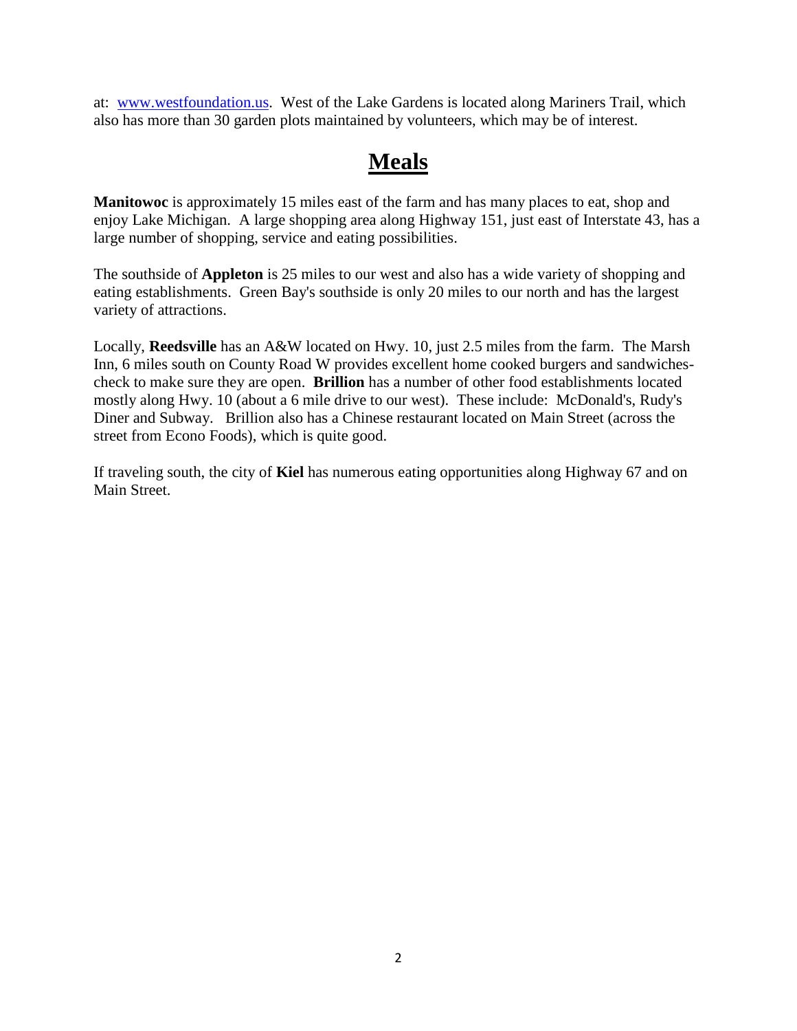at: [www.westfoundation.us](http://www.westfoundation.us). West of the Lake Gardens is located along Mariners Trail, which also has more than 30 garden plots maintained by volunteers, which may be of interest.

# Meals

**Manitowoc** is approximately 15 miles east of the farm and has many places to eat, shop and enjoy Lake Michigan. A large shopping area along Highway 151, just east of Interstate 43, has a large number of shopping, service and eating possibilities.

The southside of **Appleton** is 25 miles to our west and also has a wide variety of shopping and eating establishments. Green Bay's southside is only 20 miles to our north and has the largest variety of attractions.

Locally, **Reedsville** has an A&W located on Hwy. 10, just 2.5 miles from the farm. The Marsh Inn, 6 miles south on County Road W provides excellent home cooked burgers and sandwiches- check to make sure they are open. **Brillion** has a number of other food establishments located mostly along Hwy. 10 (about a 6 mile drive to our west). These include: McDonald's, Rudy's Diner and Subway. Brillion also has a Chinese restaurant located on Main Street (across the street from Econo Foods), which is quite good.

If traveling south, the city of **Kiel** has numerous eating opportunities along Highway 67 and on Main Street.